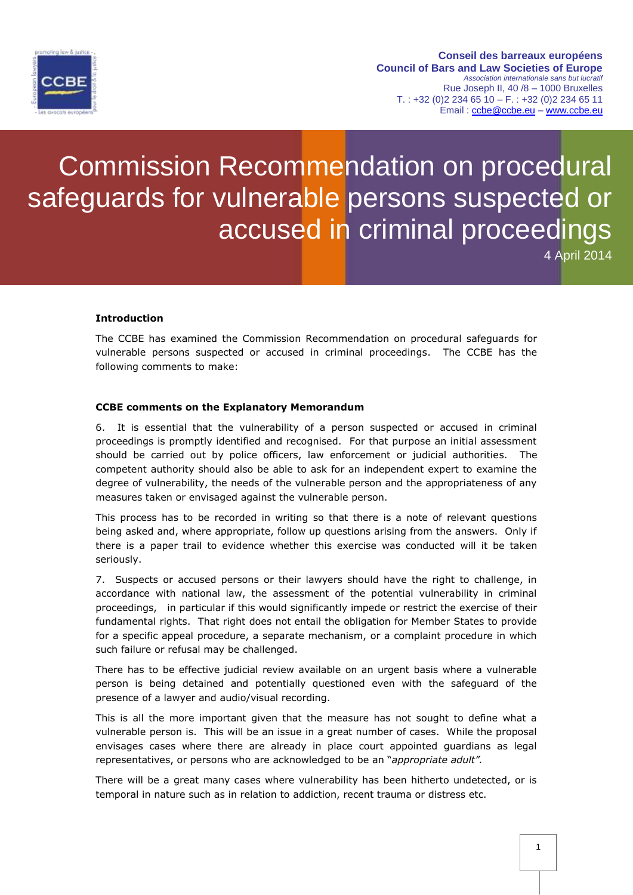Conseil des barreaux européens
Council of Bars and Law Societies of Europe
*Association internationale sans but lucratif*
Rue Joseph II, 40 /8 – 1000 Bruxelles
T. : +32 (0)2 234 65 10 – F. : +32 (0)2 234 65 11
Email : ccbe@ccbe.eu – www.ccbe.eu

# Commission Recommendation on procedural safeguards for vulnerable persons suspected or accused in criminal proceedings

4 April 2014

**Introduction**

The CCBE has examined the Commission Recommendation on procedural safeguards for vulnerable persons suspected or accused in criminal proceedings. The CCBE has the following comments to make:

**CCBE comments on the Explanatory Memorandum**

6. It is essential that the vulnerability of a person suspected or accused in criminal proceedings is promptly identified and recognised. For that purpose an initial assessment should be carried out by police officers, law enforcement or judicial authorities. The competent authority should also be able to ask for an independent expert to examine the degree of vulnerability, the needs of the vulnerable person and the appropriateness of any measures taken or envisaged against the vulnerable person.

This process has to be recorded in writing so that there is a note of relevant questions being asked and, where appropriate, follow up questions arising from the answers. Only if there is a paper trail to evidence whether this exercise was conducted will it be taken seriously.

7. Suspects or accused persons or their lawyers should have the right to challenge, in accordance with national law, the assessment of the potential vulnerability in criminal proceedings, in particular if this would significantly impede or restrict the exercise of their fundamental rights. That right does not entail the obligation for Member States to provide for a specific appeal procedure, a separate mechanism, or a complaint procedure in which such failure or refusal may be challenged.

There has to be effective judicial review available on an urgent basis where a vulnerable person is being detained and potentially questioned even with the safeguard of the presence of a lawyer and audio/visual recording.

This is all the more important given that the measure has not sought to define what a vulnerable person is. This will be an issue in a great number of cases. While the proposal envisages cases where there are already in place court appointed guardians as legal representatives, or persons who are acknowledged to be an "*appropriate adult".*

There will be a great many cases where vulnerability has been hitherto undetected, or is temporal in nature such as in relation to addiction, recent trauma or distress etc.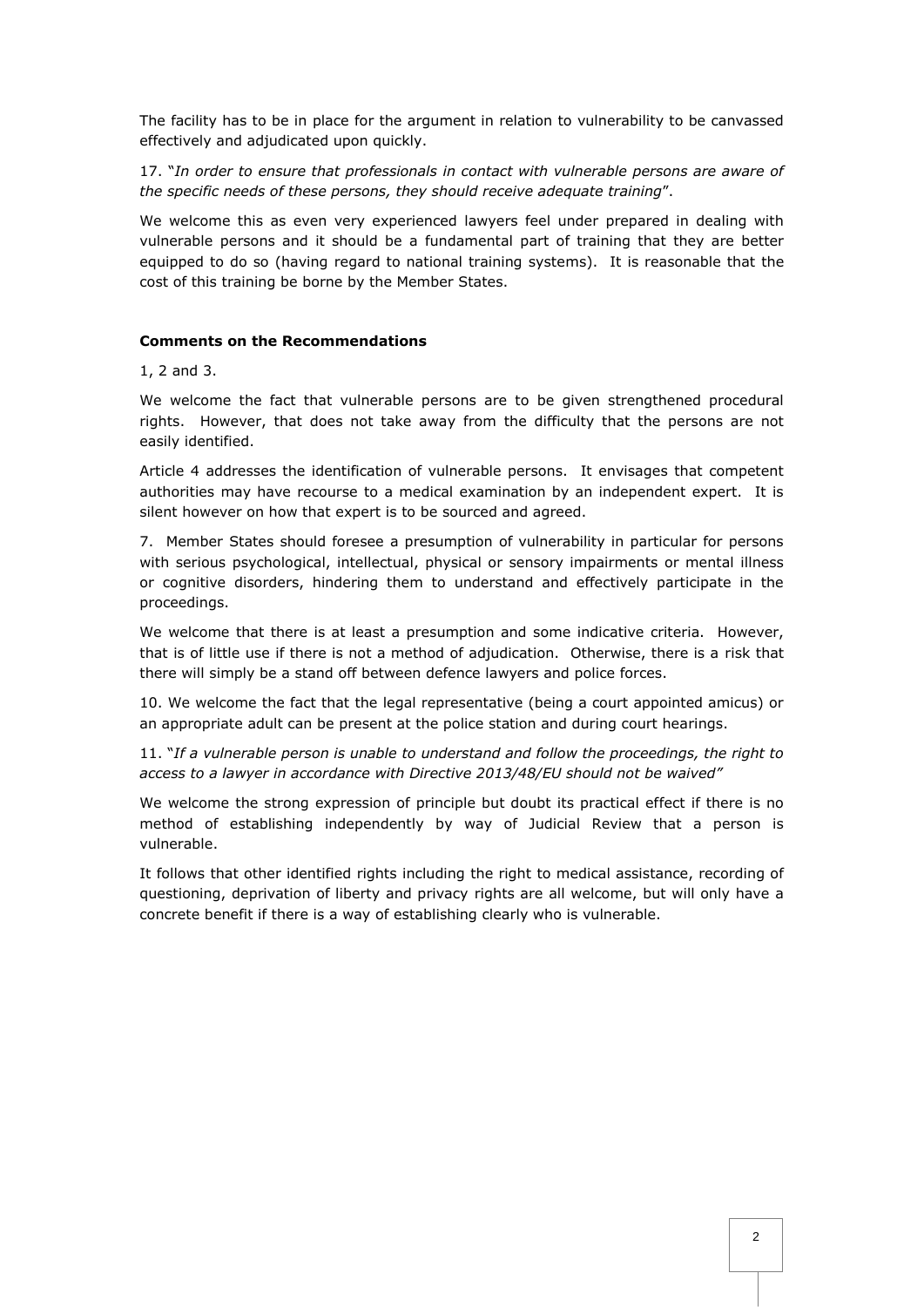The facility has to be in place for the argument in relation to vulnerability to be canvassed effectively and adjudicated upon quickly.

17. "*In order to ensure that professionals in contact with vulnerable persons are aware of the specific needs of these persons, they should receive adequate training*".

We welcome this as even very experienced lawyers feel under prepared in dealing with vulnerable persons and it should be a fundamental part of training that they are better equipped to do so (having regard to national training systems). It is reasonable that the cost of this training be borne by the Member States.

**Comments on the Recommendations**

1, 2 and 3.

We welcome the fact that vulnerable persons are to be given strengthened procedural rights. However, that does not take away from the difficulty that the persons are not easily identified.

Article 4 addresses the identification of vulnerable persons. It envisages that competent authorities may have recourse to a medical examination by an independent expert. It is silent however on how that expert is to be sourced and agreed.

7. Member States should foresee a presumption of vulnerability in particular for persons with serious psychological, intellectual, physical or sensory impairments or mental illness or cognitive disorders, hindering them to understand and effectively participate in the proceedings.

We welcome that there is at least a presumption and some indicative criteria. However, that is of little use if there is not a method of adjudication. Otherwise, there is a risk that there will simply be a stand off between defence lawyers and police forces.

10. We welcome the fact that the legal representative (being a court appointed amicus) or an appropriate adult can be present at the police station and during court hearings.

11. "*If a vulnerable person is unable to understand and follow the proceedings, the right to access to a lawyer in accordance with Directive 2013/48/EU should not be waived*"

We welcome the strong expression of principle but doubt its practical effect if there is no method of establishing independently by way of Judicial Review that a person is vulnerable.

It follows that other identified rights including the right to medical assistance, recording of questioning, deprivation of liberty and privacy rights are all welcome, but will only have a concrete benefit if there is a way of establishing clearly who is vulnerable.